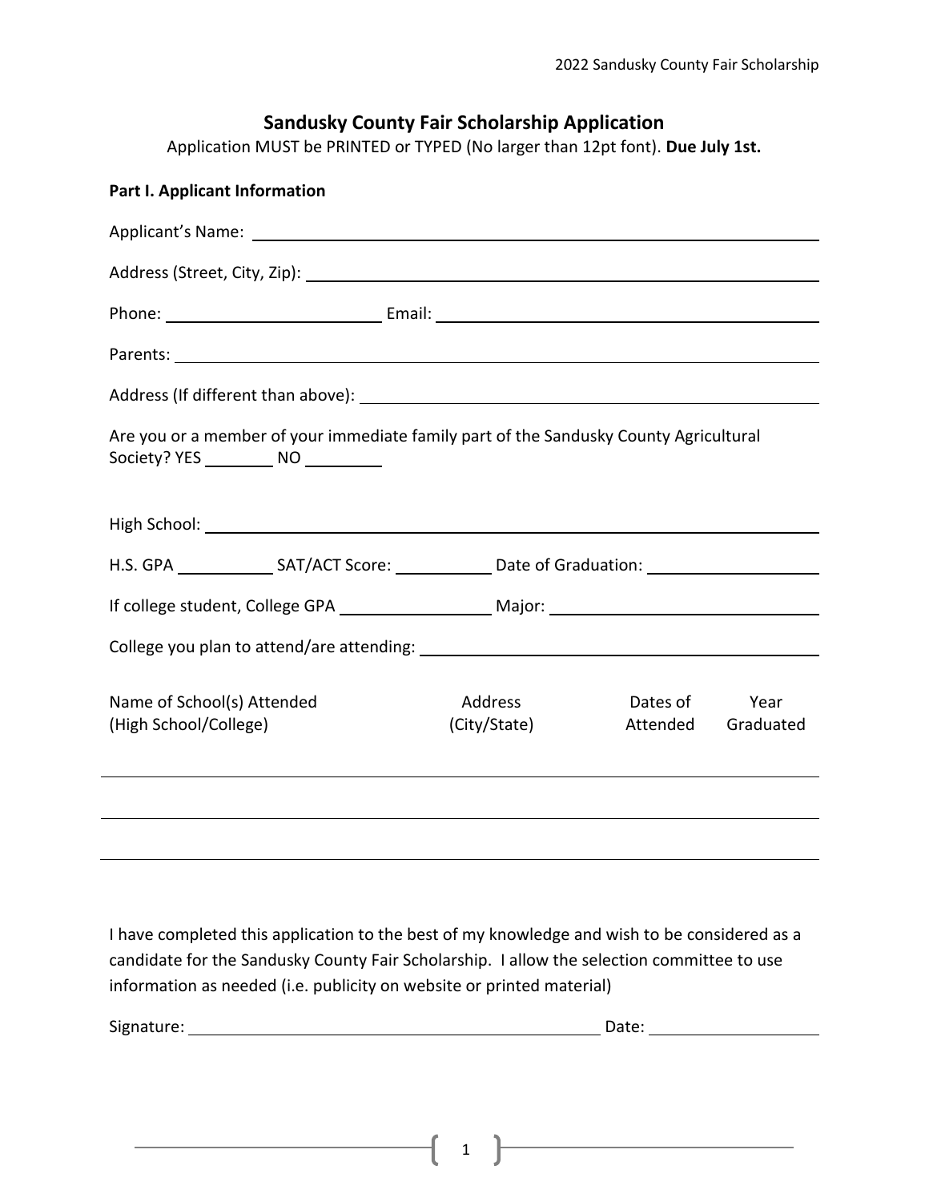# Sandusky County Fair Scholarship Application

Application MUST be PRINTED or TYPED (No larger than 12pt font). **Due July 1st.**

**Part I. Applicant Information**

Applicant's Name: ______________________________________________

Address (Street, City, Zip): ______________________________________

Phone: ____________________ Email: ______________________________

Parents: _________________________________________________________

Address (If different than above): __________________________________

Are you or a member of your immediate family part of the Sandusky County Agricultural Society? YES ________ NO ________

High School: _____________________________________________________

H.S. GPA __________ SAT/ACT Score: __________ Date of Graduation: ______________

If college student, College GPA ______________ Major: ________________________

College you plan to attend/are attending: ____________________________________

| Name of School(s) Attended (High School/College) | Address (City/State) | Dates of Attended | Year Graduated |
|---|---|---|---|
| | | | |
| | | | |
| | | | |

I have completed this application to the best of my knowledge and wish to be considered as a candidate for the Sandusky County Fair Scholarship. I allow the selection committee to use information as needed (i.e. publicity on website or printed material)

Signature: ___________________________________ Date: ______________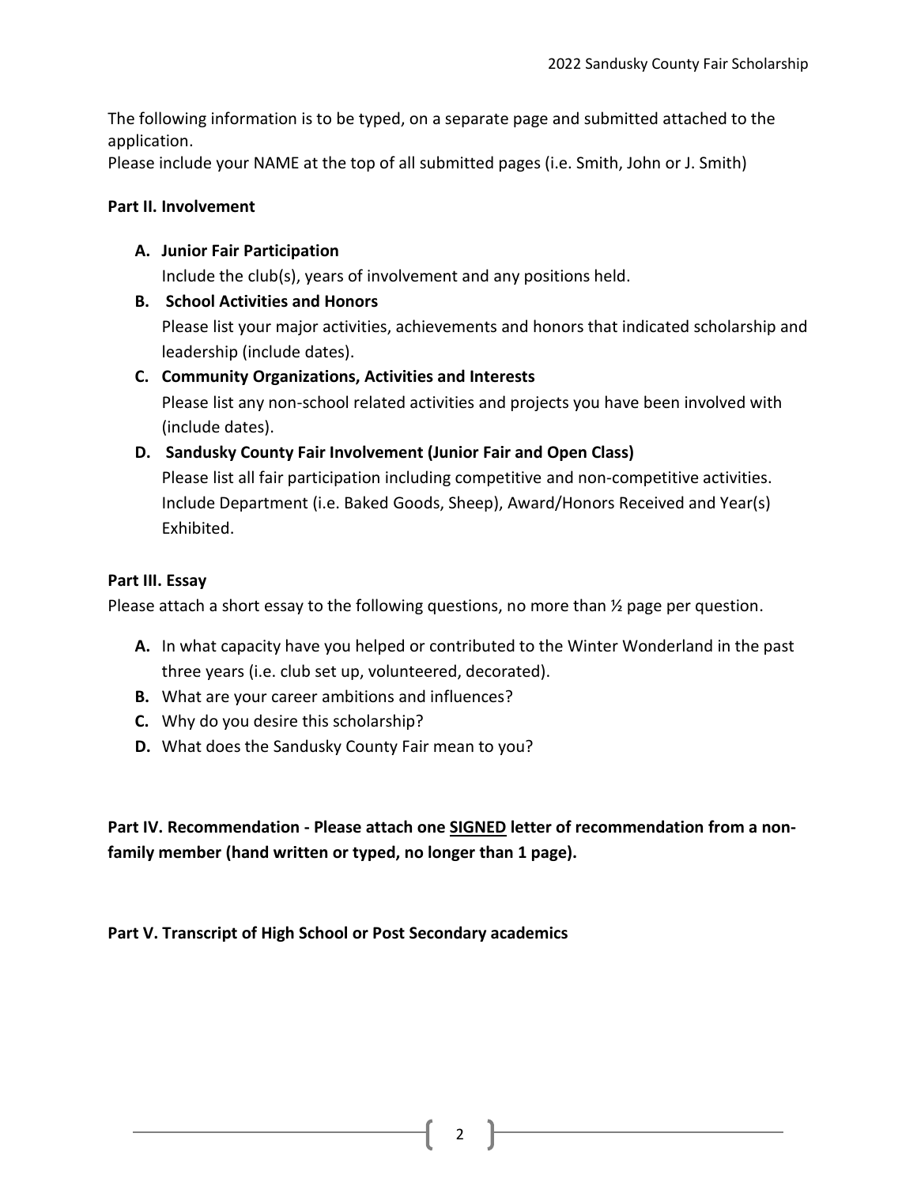The following information is to be typed, on a separate page and submitted attached to the application.

Please include your NAME at the top of all submitted pages (i.e. Smith, John or J. Smith)

**Part II. Involvement**

**A. Junior Fair Participation**

Include the club(s), years of involvement and any positions held.

**B. School Activities and Honors**

Please list your major activities, achievements and honors that indicated scholarship and leadership (include dates).

**C. Community Organizations, Activities and Interests**

Please list any non-school related activities and projects you have been involved with (include dates).

**D. Sandusky County Fair Involvement (Junior Fair and Open Class)**

Please list all fair participation including competitive and non-competitive activities. Include Department (i.e. Baked Goods, Sheep), Award/Honors Received and Year(s) Exhibited.

**Part III. Essay**

Please attach a short essay to the following questions, no more than ½ page per question.

- **A.** In what capacity have you helped or contributed to the Winter Wonderland in the past three years (i.e. club set up, volunteered, decorated).
- **B.** What are your career ambitions and influences?
- **C.** Why do you desire this scholarship?
- **D.** What does the Sandusky County Fair mean to you?

**Part IV. Recommendation - Please attach one <u>SIGNED</u> letter of recommendation from a non-family member (hand written or typed, no longer than 1 page).**

**Part V. Transcript of High School or Post Secondary academics**